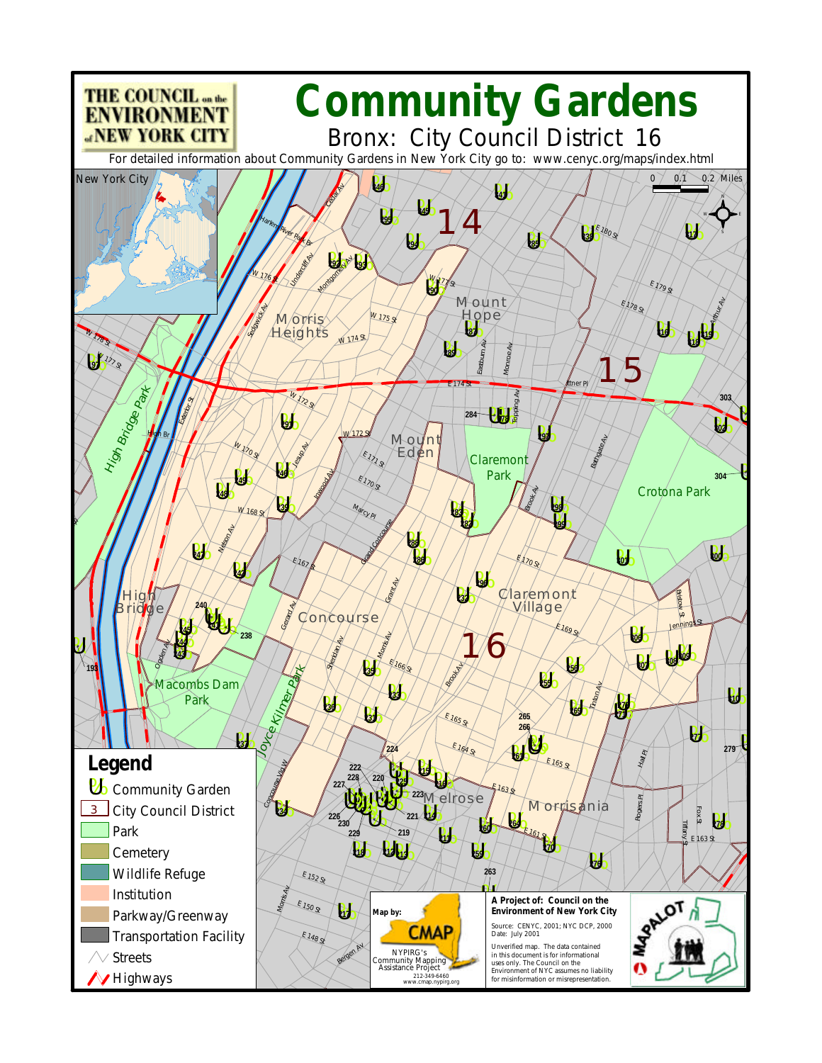# Community Gardens

## Bronx: City Council District 16

THE COUNCIL on the ENVIRONMENT of NEW YORK CITY

For detailed information about Community Gardens in New York City go to: www.cenyc.org/maps/index.html

New York City

0 0.1 0.2 Miles

## Legend

- Community Garden
- City Council District
- Park
- Cemetery
- Wildlife Refuge
- Institution
- Parkway/Greenway
- Transportation Facility
- Streets
- Highways

Map by: CMAP
NYPIRG's Community Mapping Assistance Project
212-349-6460
www.cmap.nypirg.org

**A Project of: Council on the Environment of New York City**

Source: CENYC, 2001; NYC DCP, 2000
Date: July 2001

Unverified map. The data contained in this document is for informational uses only. The Council on the Environment of NYC assumes no liability for misinformation or misrepresentation.

MAPALOT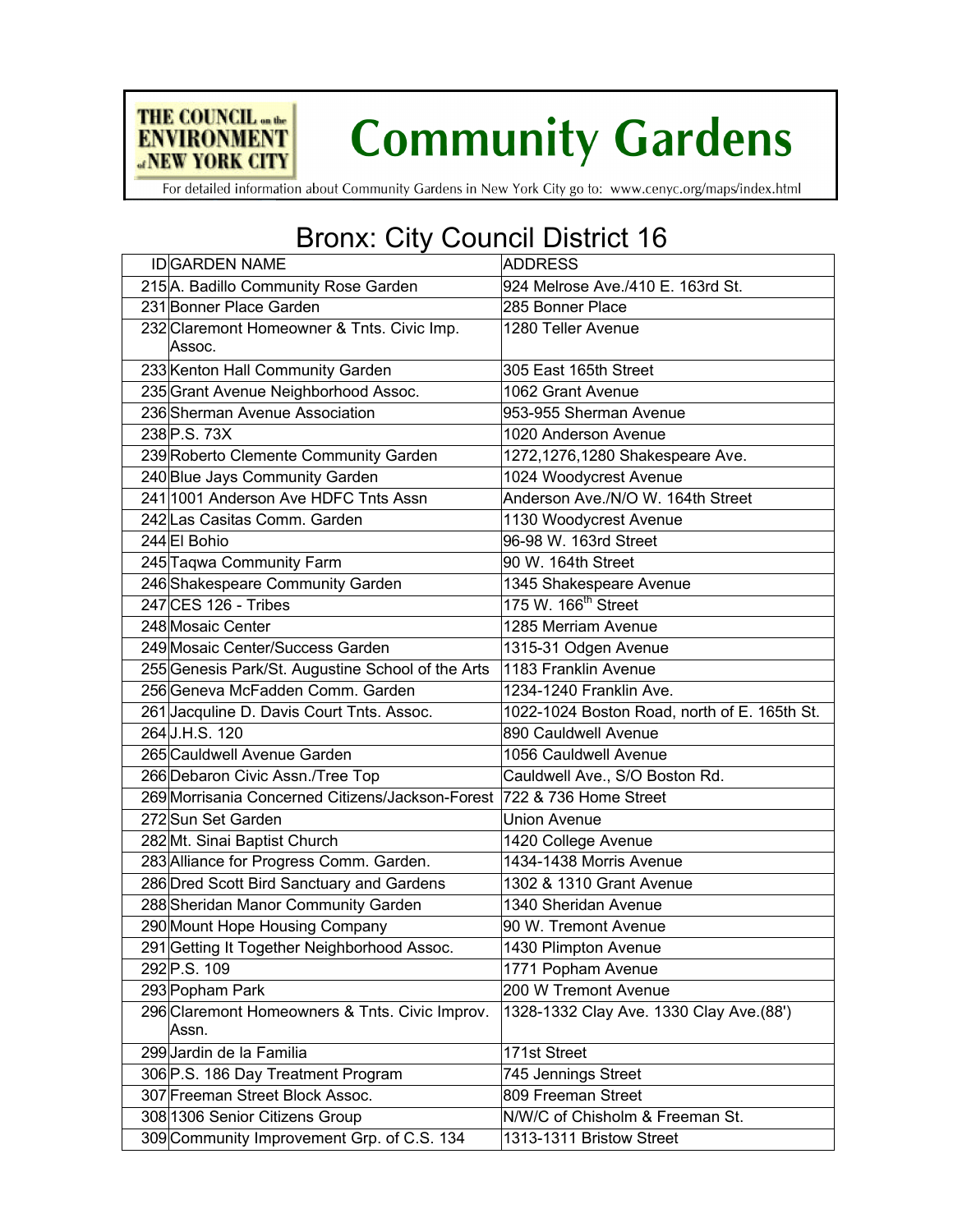# Community Gardens

THE COUNCIL on the ENVIRONMENT of NEW YORK CITY

For detailed information about Community Gardens in New York City go to: www.cenyc.org/maps/index.html

## Bronx: City Council District 16

| ID | GARDEN NAME | ADDRESS |
|---|---|---|
| 215 | A. Badillo Community Rose Garden | 924 Melrose Ave./410 E. 163rd St. |
| 231 | Bonner Place Garden | 285 Bonner Place |
| 232 | Claremont Homeowner & Tnts. Civic Imp. Assoc. | 1280 Teller Avenue |
| 233 | Kenton Hall Community Garden | 305 East 165th Street |
| 235 | Grant Avenue Neighborhood Assoc. | 1062 Grant Avenue |
| 236 | Sherman Avenue Association | 953-955 Sherman Avenue |
| 238 | P.S. 73X | 1020 Anderson Avenue |
| 239 | Roberto Clemente Community Garden | 1272,1276,1280 Shakespeare Ave. |
| 240 | Blue Jays Community Garden | 1024 Woodycrest Avenue |
| 241 | 1001 Anderson Ave HDFC Tnts Assn | Anderson Ave./N/O W. 164th Street |
| 242 | Las Casitas Comm. Garden | 1130 Woodycrest Avenue |
| 244 | El Bohio | 96-98 W. 163rd Street |
| 245 | Taqwa Community Farm | 90 W. 164th Street |
| 246 | Shakespeare Community Garden | 1345 Shakespeare Avenue |
| 247 | CES 126 - Tribes | 175 W. 166th Street |
| 248 | Mosaic Center | 1285 Merriam Avenue |
| 249 | Mosaic Center/Success Garden | 1315-31 Odgen Avenue |
| 255 | Genesis Park/St. Augustine School of the Arts | 1183 Franklin Avenue |
| 256 | Geneva McFadden Comm. Garden | 1234-1240 Franklin Ave. |
| 261 | Jacquline D. Davis Court Tnts. Assoc. | 1022-1024 Boston Road, north of E. 165th St. |
| 264 | J.H.S. 120 | 890 Cauldwell Avenue |
| 265 | Cauldwell Avenue Garden | 1056 Cauldwell Avenue |
| 266 | Debaron Civic Assn./Tree Top | Cauldwell Ave., S/O Boston Rd. |
| 269 | Morrisania Concerned Citizens/Jackson-Forest | 722 & 736 Home Street |
| 272 | Sun Set Garden | Union Avenue |
| 282 | Mt. Sinai Baptist Church | 1420 College Avenue |
| 283 | Alliance for Progress Comm. Garden. | 1434-1438 Morris Avenue |
| 286 | Dred Scott Bird Sanctuary and Gardens | 1302 & 1310 Grant Avenue |
| 288 | Sheridan Manor Community Garden | 1340 Sheridan Avenue |
| 290 | Mount Hope Housing Company | 90 W. Tremont Avenue |
| 291 | Getting It Together Neighborhood Assoc. | 1430 Plimpton Avenue |
| 292 | P.S. 109 | 1771 Popham Avenue |
| 293 | Popham Park | 200 W Tremont Avenue |
| 296 | Claremont Homeowners & Tnts. Civic Improv. Assn. | 1328-1332 Clay Ave. 1330 Clay Ave.(88') |
| 299 | Jardin de la Familia | 171st Street |
| 306 | P.S. 186 Day Treatment Program | 745 Jennings Street |
| 307 | Freeman Street Block Assoc. | 809 Freeman Street |
| 308 | 1306 Senior Citizens Group | N/W/C of Chisholm & Freeman St. |
| 309 | Community Improvement Grp. of C.S. 134 | 1313-1311 Bristow Street |